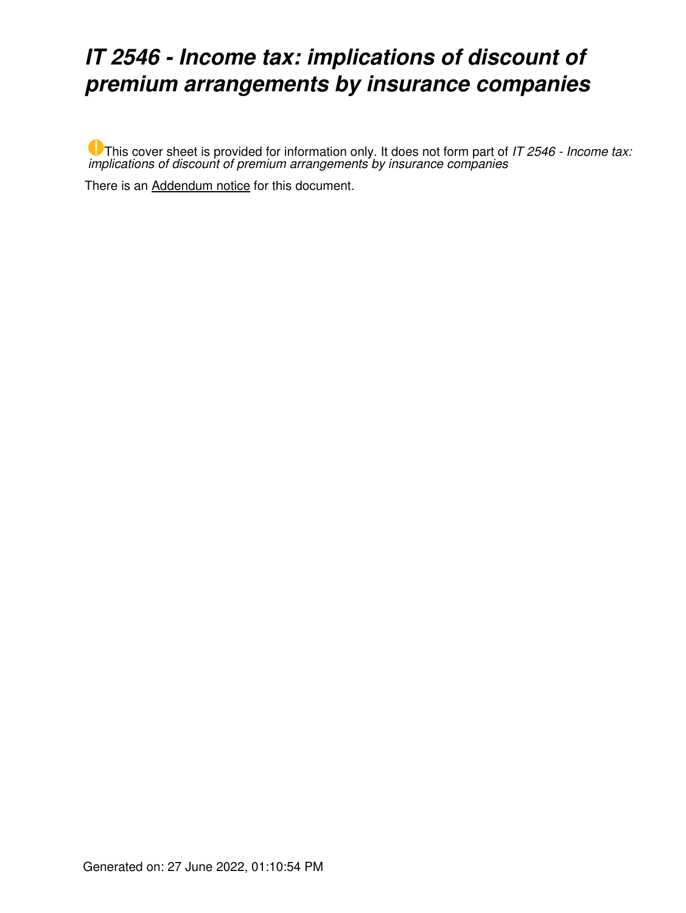# *IT 2546 - Income tax: implications of discount of premium arrangements by insurance companies*

This cover sheet is provided for information only. It does not form part of *IT 2546 - Income tax: implications of discount of premium arrangements by insurance companies*

There is an Addendum notice for this document.

Generated on: 27 June 2022, 01:10:54 PM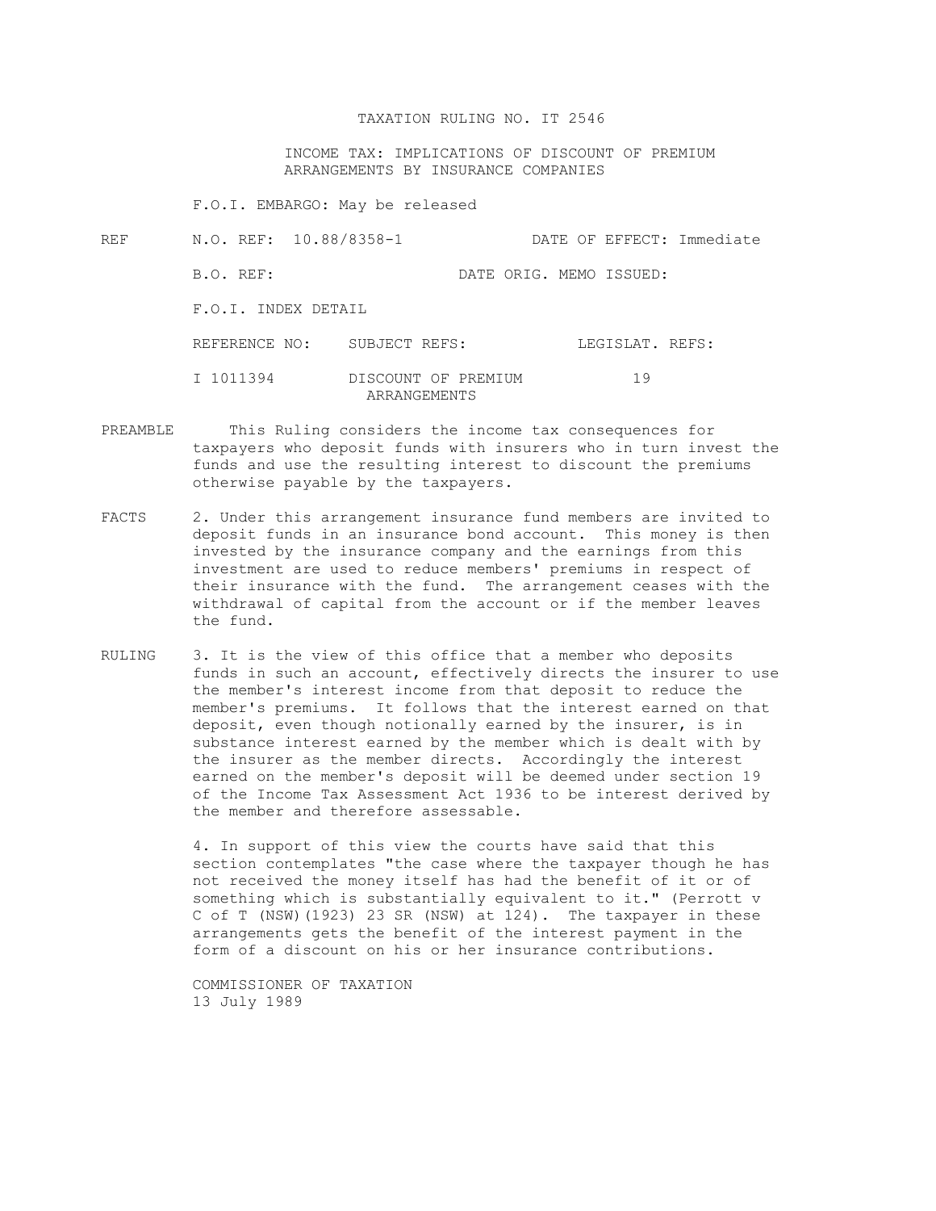# TAXATION RULING NO. IT 2546

## INCOME TAX: IMPLICATIONS OF DISCOUNT OF PREMIUM ARRANGEMENTS BY INSURANCE COMPANIES

F.O.I. EMBARGO: May be released

REF N.O. REF: 10.88/8358-1 DATE OF EFFECT: Immediate

B.O. REF: DATE ORIG. MEMO ISSUED:

F.O.I. INDEX DETAIL

| REFERENCE NO: | SUBJECT REFS: | LEGISLAT. REFS: |
| --- | --- | --- |
| I 1011394 | DISCOUNT OF PREMIUM ARRANGEMENTS | 19 |

**PREAMBLE** This Ruling considers the income tax consequences for taxpayers who deposit funds with insurers who in turn invest the funds and use the resulting interest to discount the premiums otherwise payable by the taxpayers.

**FACTS** 2. Under this arrangement insurance fund members are invited to deposit funds in an insurance bond account. This money is then invested by the insurance company and the earnings from this investment are used to reduce members' premiums in respect of their insurance with the fund. The arrangement ceases with the withdrawal of capital from the account or if the member leaves the fund.

**RULING** 3. It is the view of this office that a member who deposits funds in such an account, effectively directs the insurer to use the member's interest income from that deposit to reduce the member's premiums. It follows that the interest earned on that deposit, even though notionally earned by the insurer, is in substance interest earned by the member which is dealt with by the insurer as the member directs. Accordingly the interest earned on the member's deposit will be deemed under section 19 of the Income Tax Assessment Act 1936 to be interest derived by the member and therefore assessable.

4. In support of this view the courts have said that this section contemplates "the case where the taxpayer though he has not received the money itself has had the benefit of it or of something which is substantially equivalent to it." (Perrott v C of T (NSW)(1923) 23 SR (NSW) at 124). The taxpayer in these arrangements gets the benefit of the interest payment in the form of a discount on his or her insurance contributions.

COMMISSIONER OF TAXATION
13 July 1989